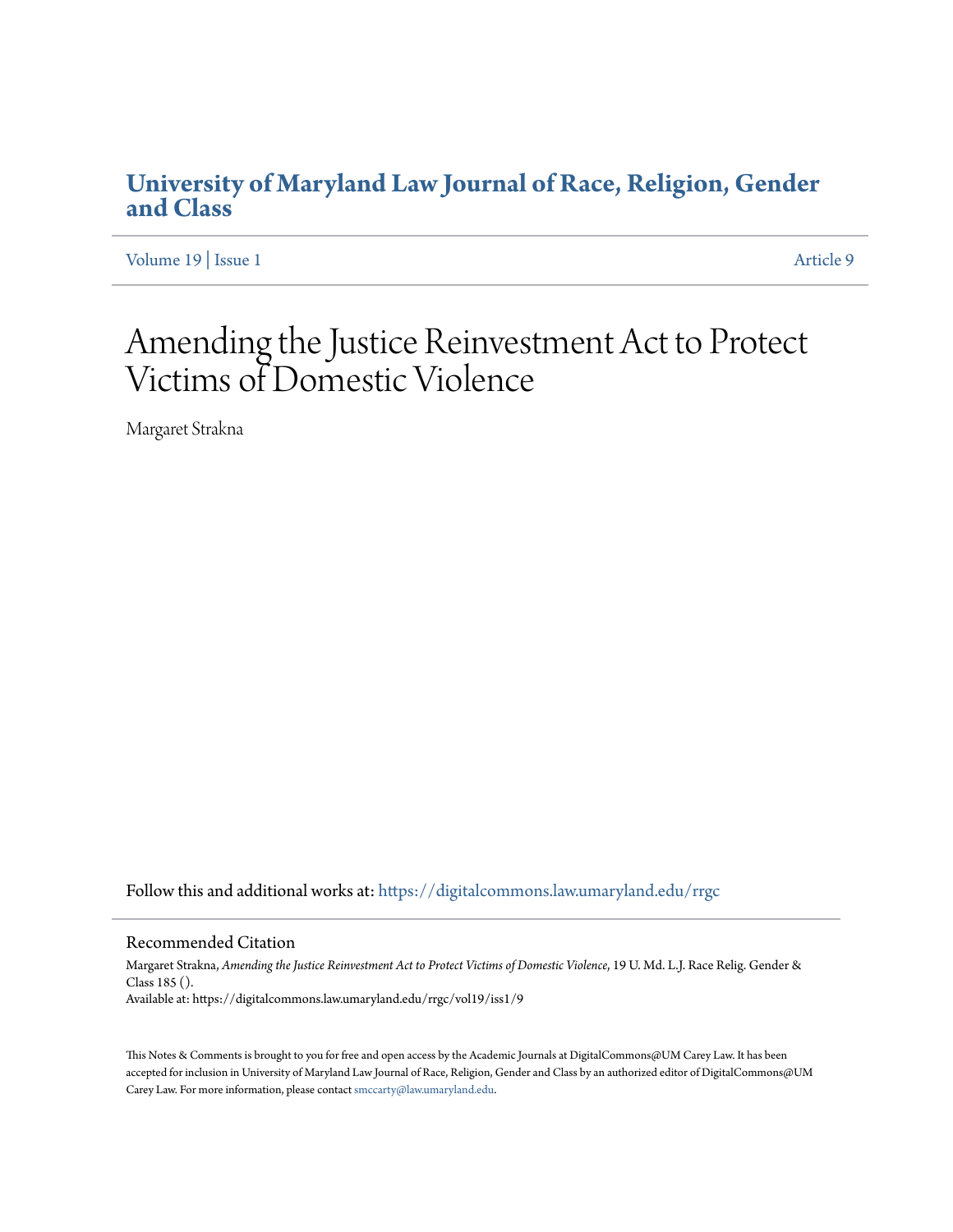# University of Maryland Law Journal of Race, Religion, Gender and Class

Volume 19 | Issue 1 Article 9

# Amending the Justice Reinvestment Act to Protect Victims of Domestic Violence

Margaret Strakna

Follow this and additional works at: https://digitalcommons.law.umaryland.edu/rrgc

## Recommended Citation

Margaret Strakna, *Amending the Justice Reinvestment Act to Protect Victims of Domestic Violence*, 19 U. Md. L.J. Race Relig. Gender & Class 185 ().
Available at: https://digitalcommons.law.umaryland.edu/rrgc/vol19/iss1/9

This Notes & Comments is brought to you for free and open access by the Academic Journals at DigitalCommons@UM Carey Law. It has been accepted for inclusion in University of Maryland Law Journal of Race, Religion, Gender and Class by an authorized editor of DigitalCommons@UM Carey Law. For more information, please contact smccarty@law.umaryland.edu.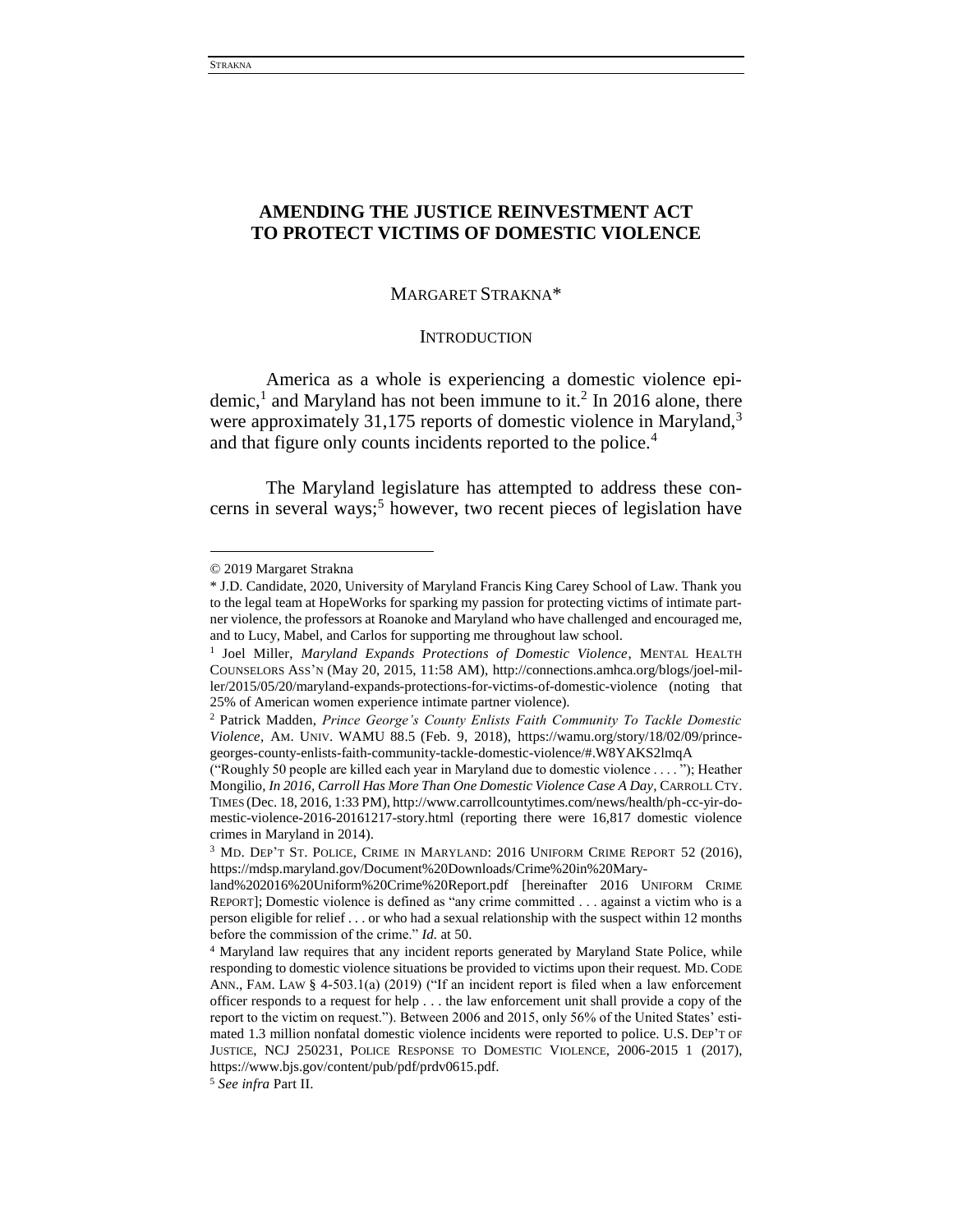# AMENDING THE JUSTICE REINVESTMENT ACT TO PROTECT VICTIMS OF DOMESTIC VIOLENCE

MARGARET STRAKNA*

## INTRODUCTION

America as a whole is experiencing a domestic violence epidemic,[1] and Maryland has not been immune to it.[2] In 2016 alone, there were approximately 31,175 reports of domestic violence in Maryland,[3] and that figure only counts incidents reported to the police.[4]

The Maryland legislature has attempted to address these concerns in several ways;[5] however, two recent pieces of legislation have

---

© 2019 Margaret Strakna

\* J.D. Candidate, 2020, University of Maryland Francis King Carey School of Law. Thank you to the legal team at HopeWorks for sparking my passion for protecting victims of intimate partner violence, the professors at Roanoke and Maryland who have challenged and encouraged me, and to Lucy, Mabel, and Carlos for supporting me throughout law school.

[1] Joel Miller, *Maryland Expands Protections of Domestic Violence*, MENTAL HEALTH COUNSELORS ASS'N (May 20, 2015, 11:58 AM), http://connections.amhca.org/blogs/joel-miller/2015/05/20/maryland-expands-protections-for-victims-of-domestic-violence (noting that 25% of American women experience intimate partner violence).

[2] Patrick Madden, *Prince George's County Enlists Faith Community To Tackle Domestic Violence*, AM. UNIV. WAMU 88.5 (Feb. 9, 2018), https://wamu.org/story/18/02/09/prince-georges-county-enlists-faith-community-tackle-domestic-violence/#.W8YAKS2lmqA ("Roughly 50 people are killed each year in Maryland due to domestic violence . . . . "); Heather Mongilio, *In 2016, Carroll Has More Than One Domestic Violence Case A Day*, CARROLL CTY. TIMES (Dec. 18, 2016, 1:33 PM), http://www.carrollcountytimes.com/news/health/ph-cc-yir-domestic-violence-2016-20161217-story.html (reporting there were 16,817 domestic violence crimes in Maryland in 2014).

[3] MD. DEP'T ST. POLICE, CRIME IN MARYLAND: 2016 UNIFORM CRIME REPORT 52 (2016), https://mdsp.maryland.gov/Document%20Downloads/Crime%20in%20Maryland%202016%20Uniform%20Crime%20Report.pdf [hereinafter 2016 UNIFORM CRIME REPORT]; Domestic violence is defined as "any crime committed . . . against a victim who is a person eligible for relief . . . or who had a sexual relationship with the suspect within 12 months before the commission of the crime." *Id.* at 50.

[4] Maryland law requires that any incident reports generated by Maryland State Police, while responding to domestic violence situations be provided to victims upon their request. MD. CODE ANN., FAM. LAW § 4-503.1(a) (2019) ("If an incident report is filed when a law enforcement officer responds to a request for help . . . the law enforcement unit shall provide a copy of the report to the victim on request."). Between 2006 and 2015, only 56% of the United States' estimated 1.3 million nonfatal domestic violence incidents were reported to police. U.S. DEP'T OF JUSTICE, NCJ 250231, POLICE RESPONSE TO DOMESTIC VIOLENCE, 2006-2015 1 (2017), https://www.bjs.gov/content/pub/pdf/prdv0615.pdf.

[5] *See infra* Part II.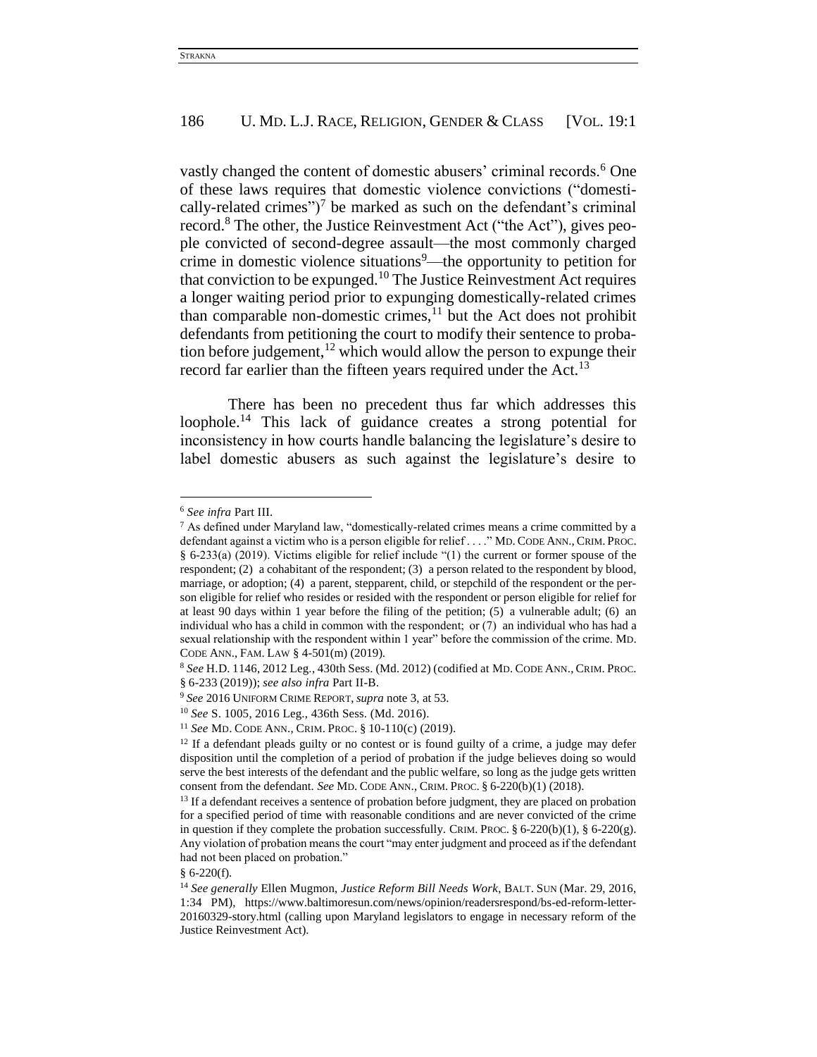vastly changed the content of domestic abusers' criminal records.[6] One of these laws requires that domestic violence convictions ("domestically-related crimes")[7] be marked as such on the defendant's criminal record.[8] The other, the Justice Reinvestment Act ("the Act"), gives people convicted of second-degree assault—the most commonly charged crime in domestic violence situations[9]—the opportunity to petition for that conviction to be expunged.[10] The Justice Reinvestment Act requires a longer waiting period prior to expunging domestically-related crimes than comparable non-domestic crimes,[11] but the Act does not prohibit defendants from petitioning the court to modify their sentence to probation before judgement,[12] which would allow the person to expunge their record far earlier than the fifteen years required under the Act.[13]

There has been no precedent thus far which addresses this loophole.[14] This lack of guidance creates a strong potential for inconsistency in how courts handle balancing the legislature's desire to label domestic abusers as such against the legislature's desire to

---

[6] *See infra* Part III.

[7] As defined under Maryland law, "domestically-related crimes means a crime committed by a defendant against a victim who is a person eligible for relief . . . ." MD. CODE ANN., CRIM. PROC. § 6-233(a) (2019). Victims eligible for relief include "(1) the current or former spouse of the respondent; (2) a cohabitant of the respondent; (3) a person related to the respondent by blood, marriage, or adoption; (4) a parent, stepparent, child, or stepchild of the respondent or the person eligible for relief who resides or resided with the respondent or person eligible for relief for at least 90 days within 1 year before the filing of the petition; (5) a vulnerable adult; (6) an individual who has a child in common with the respondent; or (7) an individual who has had a sexual relationship with the respondent within 1 year" before the commission of the crime. MD. CODE ANN., FAM. LAW § 4-501(m) (2019).

[8] *See* H.D. 1146, 2012 Leg., 430th Sess. (Md. 2012) (codified at MD. CODE ANN., CRIM. PROC. § 6-233 (2019)); *see also infra* Part II-B.

[9] *See* 2016 UNIFORM CRIME REPORT, *supra* note 3, at 53.

[10] *See* S. 1005, 2016 Leg., 436th Sess. (Md. 2016).

[11] *See* MD. CODE ANN., CRIM. PROC. § 10-110(c) (2019).

[12] If a defendant pleads guilty or no contest or is found guilty of a crime, a judge may defer disposition until the completion of a period of probation if the judge believes doing so would serve the best interests of the defendant and the public welfare, so long as the judge gets written consent from the defendant. *See* MD. CODE ANN., CRIM. PROC. § 6-220(b)(1) (2018).

[13] If a defendant receives a sentence of probation before judgment, they are placed on probation for a specified period of time with reasonable conditions and are never convicted of the crime in question if they complete the probation successfully. CRIM. PROC. § 6-220(b)(1), § 6-220(g). Any violation of probation means the court "may enter judgment and proceed as if the defendant had not been placed on probation."

§ 6-220(f).

[14] *See generally* Ellen Mugmon, *Justice Reform Bill Needs Work*, BALT. SUN (Mar. 29, 2016, 1:34 PM), https://www.baltimoresun.com/news/opinion/readersrespond/bs-ed-reform-letter-20160329-story.html (calling upon Maryland legislators to engage in necessary reform of the Justice Reinvestment Act).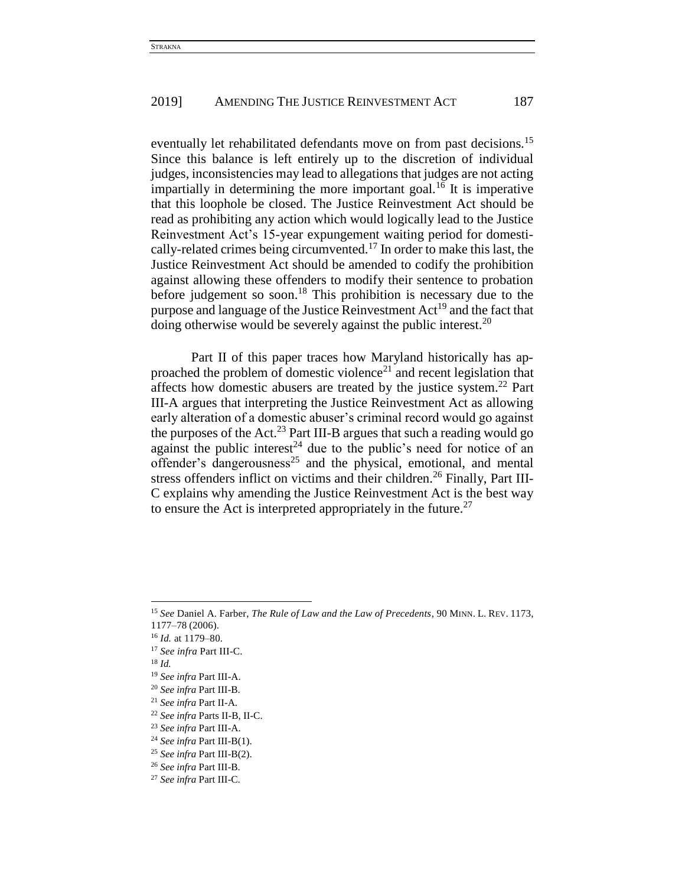eventually let rehabilitated defendants move on from past decisions.[15] Since this balance is left entirely up to the discretion of individual judges, inconsistencies may lead to allegations that judges are not acting impartially in determining the more important goal.[16] It is imperative that this loophole be closed. The Justice Reinvestment Act should be read as prohibiting any action which would logically lead to the Justice Reinvestment Act's 15-year expungement waiting period for domestically-related crimes being circumvented.[17] In order to make this last, the Justice Reinvestment Act should be amended to codify the prohibition against allowing these offenders to modify their sentence to probation before judgement so soon.[18] This prohibition is necessary due to the purpose and language of the Justice Reinvestment Act[19] and the fact that doing otherwise would be severely against the public interest.[20]

Part II of this paper traces how Maryland historically has approached the problem of domestic violence[21] and recent legislation that affects how domestic abusers are treated by the justice system.[22] Part III-A argues that interpreting the Justice Reinvestment Act as allowing early alteration of a domestic abuser's criminal record would go against the purposes of the Act.[23] Part III-B argues that such a reading would go against the public interest[24] due to the public's need for notice of an offender's dangerousness[25] and the physical, emotional, and mental stress offenders inflict on victims and their children.[26] Finally, Part III-C explains why amending the Justice Reinvestment Act is the best way to ensure the Act is interpreted appropriately in the future.[27]

---

[15] *See* Daniel A. Farber, *The Rule of Law and the Law of Precedents*, 90 MINN. L. REV. 1173, 1177–78 (2006).

[16] *Id.* at 1179–80.

[17] *See infra* Part III-C.

[18] *Id.*

[19] *See infra* Part III-A.

[20] *See infra* Part III-B.

[21] *See infra* Part II-A.

[22] *See infra* Parts II-B, II-C.

[23] *See infra* Part III-A.

[24] *See infra* Part III-B(1).

[25] *See infra* Part III-B(2).

[26] *See infra* Part III-B.

[27] *See infra* Part III-C.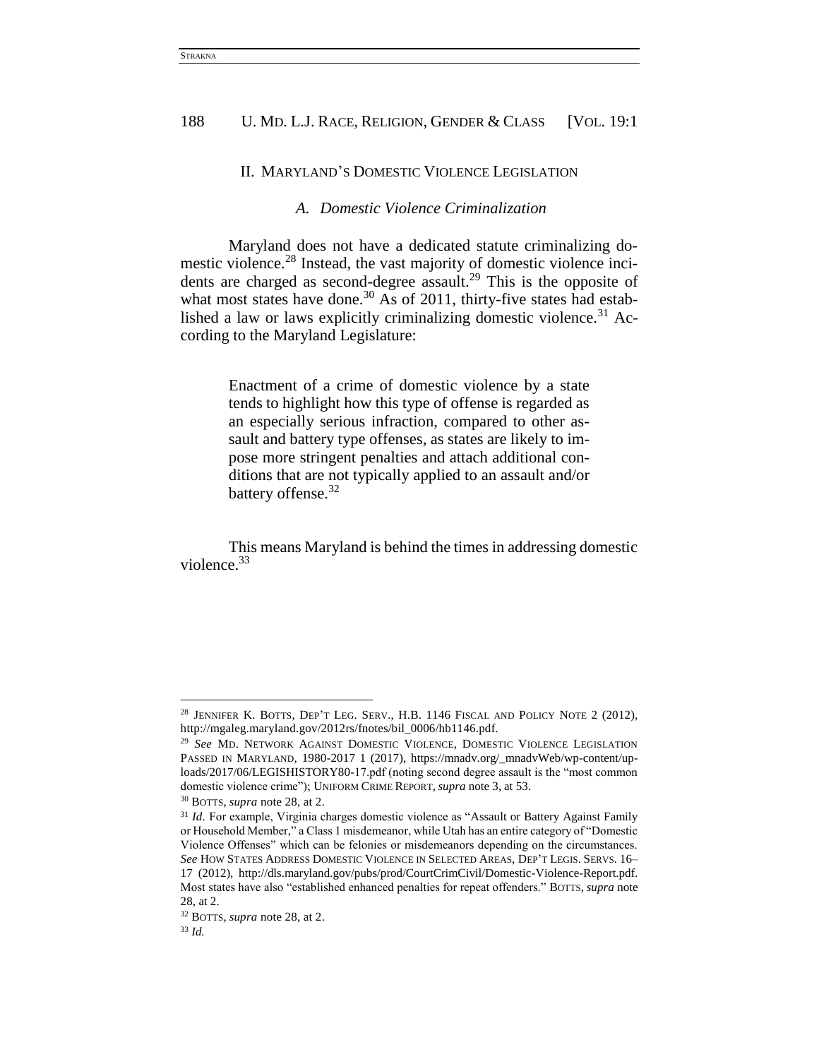## II. MARYLAND'S DOMESTIC VIOLENCE LEGISLATION

### A. *Domestic Violence Criminalization*

Maryland does not have a dedicated statute criminalizing domestic violence.[28] Instead, the vast majority of domestic violence incidents are charged as second-degree assault.[29] This is the opposite of what most states have done.[30] As of 2011, thirty-five states had established a law or laws explicitly criminalizing domestic violence.[31] According to the Maryland Legislature:

> Enactment of a crime of domestic violence by a state tends to highlight how this type of offense is regarded as an especially serious infraction, compared to other assault and battery type offenses, as states are likely to impose more stringent penalties and attach additional conditions that are not typically applied to an assault and/or battery offense.[32]

This means Maryland is behind the times in addressing domestic violence.[33]

---

[28] JENNIFER K. BOTTS, DEP'T LEG. SERV., H.B. 1146 FISCAL AND POLICY NOTE 2 (2012), http://mgaleg.maryland.gov/2012rs/fnotes/bil_0006/hb1146.pdf.

[29] *See* MD. NETWORK AGAINST DOMESTIC VIOLENCE, DOMESTIC VIOLENCE LEGISLATION PASSED IN MARYLAND, 1980-2017 1 (2017), https://mnadv.org/_mnadvWeb/wp-content/uploads/2017/06/LEGISHISTORY80-17.pdf (noting second degree assault is the "most common domestic violence crime"); UNIFORM CRIME REPORT, *supra* note 3, at 53.

[30] BOTTS, *supra* note 28, at 2.

[31] *Id*. For example, Virginia charges domestic violence as "Assault or Battery Against Family or Household Member," a Class 1 misdemeanor, while Utah has an entire category of "Domestic Violence Offenses" which can be felonies or misdemeanors depending on the circumstances. *See* HOW STATES ADDRESS DOMESTIC VIOLENCE IN SELECTED AREAS, DEP'T LEGIS. SERVS. 16–17 (2012), http://dls.maryland.gov/pubs/prod/CourtCrimCivil/Domestic-Violence-Report.pdf. Most states have also "established enhanced penalties for repeat offenders." BOTTS, *supra* note 28, at 2.

[32] BOTTS, *supra* note 28, at 2.

[33] *Id.*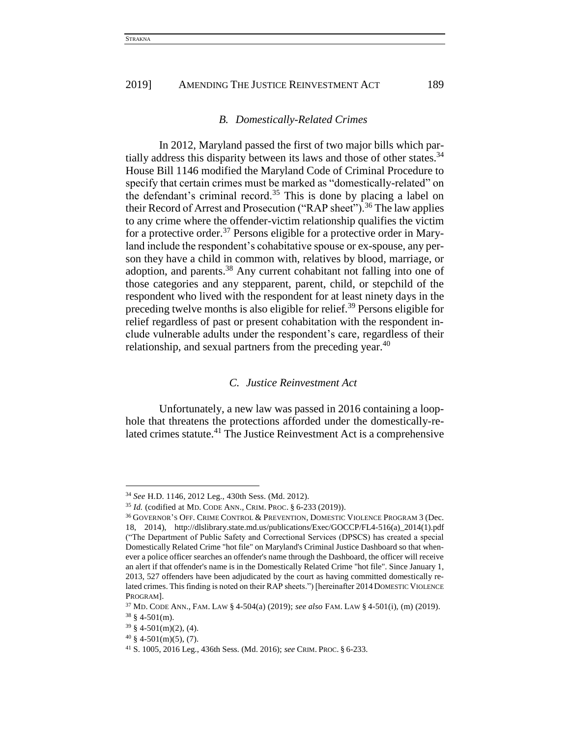### *B. Domestically-Related Crimes*

In 2012, Maryland passed the first of two major bills which partially address this disparity between its laws and those of other states.[34] House Bill 1146 modified the Maryland Code of Criminal Procedure to specify that certain crimes must be marked as "domestically-related" on the defendant's criminal record.[35] This is done by placing a label on their Record of Arrest and Prosecution ("RAP sheet").[36] The law applies to any crime where the offender-victim relationship qualifies the victim for a protective order.[37] Persons eligible for a protective order in Maryland include the respondent's cohabitative spouse or ex-spouse, any person they have a child in common with, relatives by blood, marriage, or adoption, and parents.[38] Any current cohabitant not falling into one of those categories and any stepparent, parent, child, or stepchild of the respondent who lived with the respondent for at least ninety days in the preceding twelve months is also eligible for relief.[39] Persons eligible for relief regardless of past or present cohabitation with the respondent include vulnerable adults under the respondent's care, regardless of their relationship, and sexual partners from the preceding year.[40]

### *C. Justice Reinvestment Act*

Unfortunately, a new law was passed in 2016 containing a loophole that threatens the protections afforded under the domestically-related crimes statute.[41] The Justice Reinvestment Act is a comprehensive

---

[34] *See* H.D. 1146, 2012 Leg., 430th Sess. (Md. 2012).

[35] *Id.* (codified at MD. CODE ANN., CRIM. PROC. § 6-233 (2019)).

[36] GOVERNOR'S OFF. CRIME CONTROL & PREVENTION, DOMESTIC VIOLENCE PROGRAM 3 (Dec. 18, 2014), http://dlslibrary.state.md.us/publications/Exec/GOCCP/FL4-516(a)_2014(1).pdf ("The Department of Public Safety and Correctional Services (DPSCS) has created a special Domestically Related Crime "hot file" on Maryland's Criminal Justice Dashboard so that whenever a police officer searches an offender's name through the Dashboard, the officer will receive an alert if that offender's name is in the Domestically Related Crime "hot file". Since January 1, 2013, 527 offenders have been adjudicated by the court as having committed domestically related crimes. This finding is noted on their RAP sheets.") [hereinafter 2014 DOMESTIC VIOLENCE PROGRAM].

[37] MD. CODE ANN., FAM. LAW § 4-504(a) (2019); *see also* FAM. LAW § 4-501(i), (m) (2019).

[38] § 4-501(m).

[39] § 4-501(m)(2), (4).

[40] § 4-501(m)(5), (7).

[41] S. 1005, 2016 Leg., 436th Sess. (Md. 2016); *see* CRIM. PROC. § 6-233.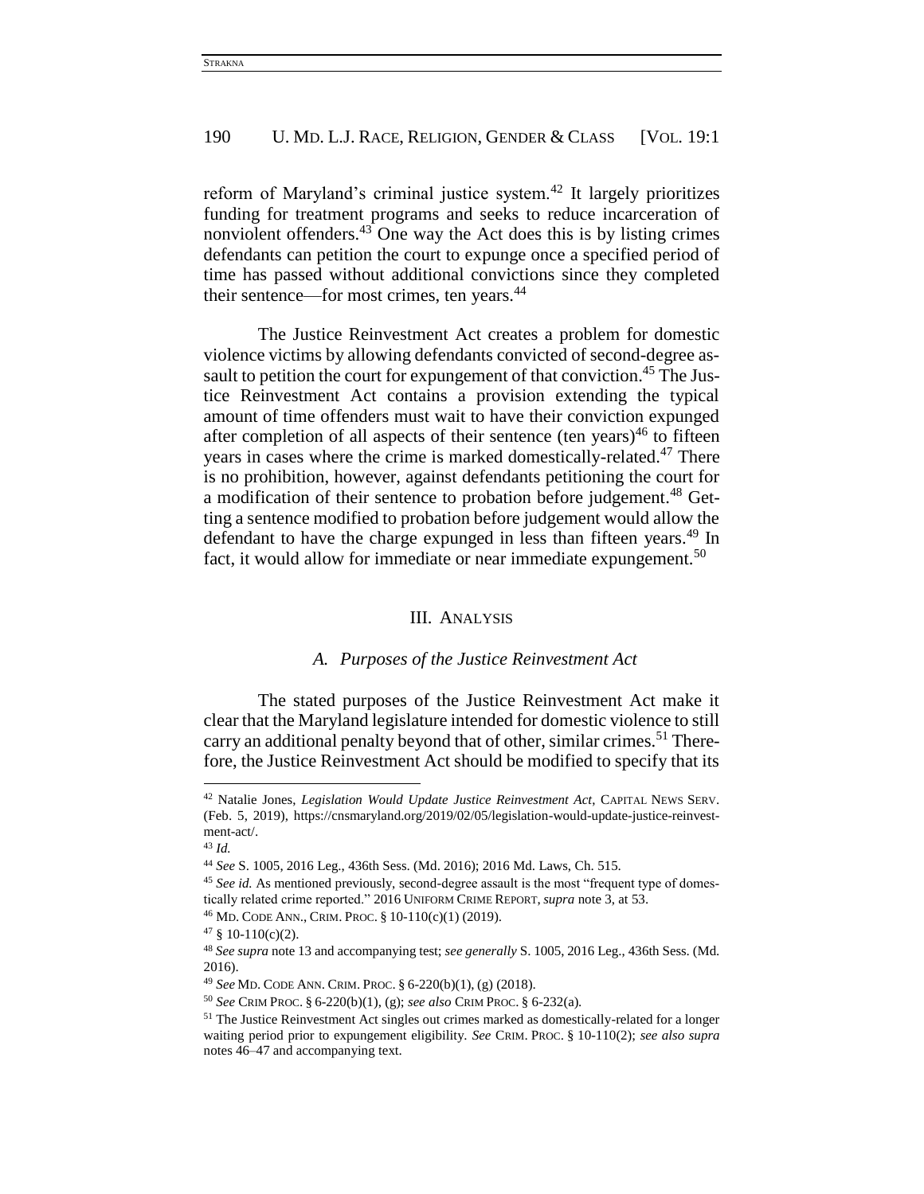reform of Maryland's criminal justice system.[42] It largely prioritizes funding for treatment programs and seeks to reduce incarceration of nonviolent offenders.[43] One way the Act does this is by listing crimes defendants can petition the court to expunge once a specified period of time has passed without additional convictions since they completed their sentence—for most crimes, ten years.[44]

The Justice Reinvestment Act creates a problem for domestic violence victims by allowing defendants convicted of second-degree assault to petition the court for expungement of that conviction.[45] The Justice Reinvestment Act contains a provision extending the typical amount of time offenders must wait to have their conviction expunged after completion of all aspects of their sentence (ten years)[46] to fifteen years in cases where the crime is marked domestically-related.[47] There is no prohibition, however, against defendants petitioning the court for a modification of their sentence to probation before judgement.[48] Getting a sentence modified to probation before judgement would allow the defendant to have the charge expunged in less than fifteen years.[49] In fact, it would allow for immediate or near immediate expungement.[50]

## III. Analysis

### A. Purposes of the Justice Reinvestment Act

The stated purposes of the Justice Reinvestment Act make it clear that the Maryland legislature intended for domestic violence to still carry an additional penalty beyond that of other, similar crimes.[51] Therefore, the Justice Reinvestment Act should be modified to specify that its

---

[42] Natalie Jones, *Legislation Would Update Justice Reinvestment Act*, CAPITAL NEWS SERV. (Feb. 5, 2019), https://cnsmaryland.org/2019/02/05/legislation-would-update-justice-reinvestment-act/.

[43] *Id.*

[44] *See* S. 1005, 2016 Leg., 436th Sess. (Md. 2016); 2016 Md. Laws, Ch. 515.

[45] *See id.* As mentioned previously, second-degree assault is the most "frequent type of domestically related crime reported." 2016 UNIFORM CRIME REPORT, *supra* note 3, at 53.

[46] MD. CODE ANN., CRIM. PROC. § 10-110(c)(1) (2019).

[47] § 10-110(c)(2).

[48] *See supra* note 13 and accompanying test; *see generally* S. 1005, 2016 Leg., 436th Sess. (Md. 2016).

[49] *See* MD. CODE ANN. CRIM. PROC. § 6-220(b)(1), (g) (2018).

[50] *See* CRIM PROC. § 6-220(b)(1), (g); *see also* CRIM PROC. § 6-232(a).

[51] The Justice Reinvestment Act singles out crimes marked as domestically-related for a longer waiting period prior to expungement eligibility. *See* CRIM. PROC. § 10-110(2); *see also supra* notes 46–47 and accompanying text.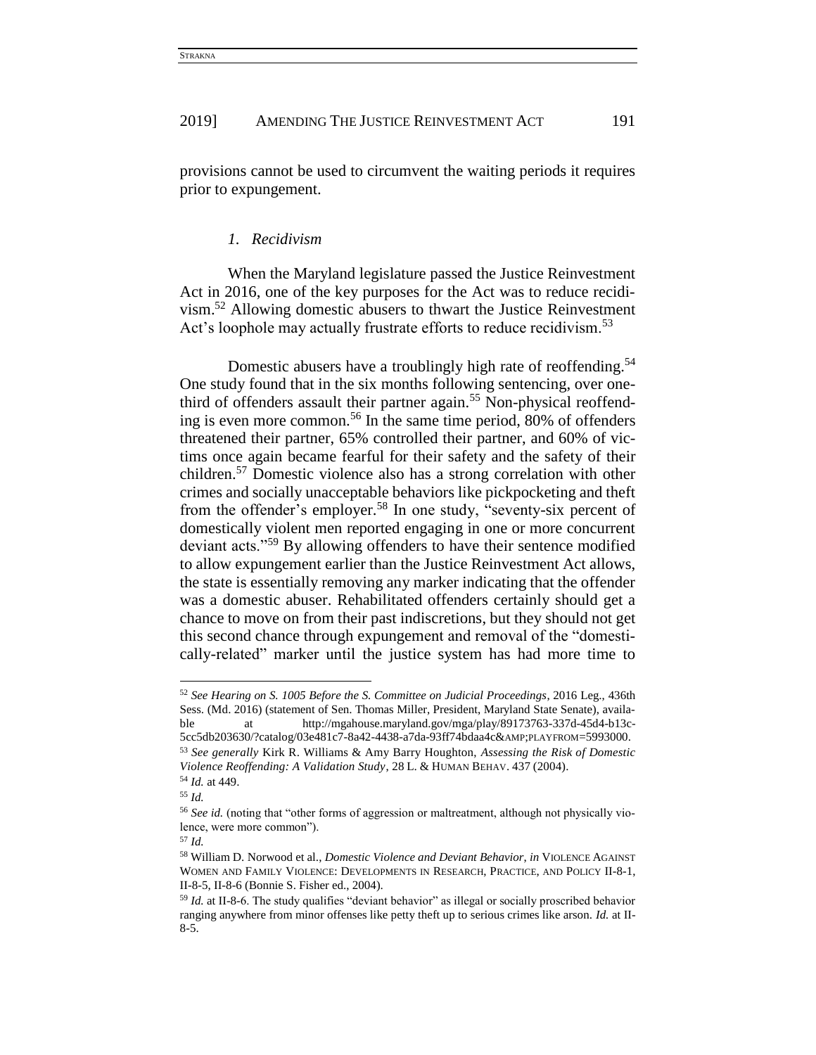provisions cannot be used to circumvent the waiting periods it requires prior to expungement.

### *1. Recidivism*

When the Maryland legislature passed the Justice Reinvestment Act in 2016, one of the key purposes for the Act was to reduce recidivism.[52] Allowing domestic abusers to thwart the Justice Reinvestment Act's loophole may actually frustrate efforts to reduce recidivism.[53]

Domestic abusers have a troublingly high rate of reoffending.[54] One study found that in the six months following sentencing, over one-third of offenders assault their partner again.[55] Non-physical reoffending is even more common.[56] In the same time period, 80% of offenders threatened their partner, 65% controlled their partner, and 60% of victims once again became fearful for their safety and the safety of their children.[57] Domestic violence also has a strong correlation with other crimes and socially unacceptable behaviors like pickpocketing and theft from the offender's employer.[58] In one study, "seventy-six percent of domestically violent men reported engaging in one or more concurrent deviant acts."[59] By allowing offenders to have their sentence modified to allow expungement earlier than the Justice Reinvestment Act allows, the state is essentially removing any marker indicating that the offender was a domestic abuser. Rehabilitated offenders certainly should get a chance to move on from their past indiscretions, but they should not get this second chance through expungement and removal of the "domestically-related" marker until the justice system has had more time to

---

[52] *See Hearing on S. 1005 Before the S. Committee on Judicial Proceedings*, 2016 Leg., 436th Sess. (Md. 2016) (statement of Sen. Thomas Miller, President, Maryland State Senate), available at http://mgahouse.maryland.gov/mga/play/89173763-337d-45d4-b13c-5cc5db203630/?catalog/03e481c7-8a42-4438-a7da-93ff74bdaa4c&AMP;PLAYFROM=5993000.

[53] *See generally* Kirk R. Williams & Amy Barry Houghton, *Assessing the Risk of Domestic Violence Reoffending: A Validation Study*, 28 L. & HUMAN BEHAV. 437 (2004).

[54] *Id.* at 449.

[55] *Id.*

[56] *See id.* (noting that "other forms of aggression or maltreatment, although not physically violence, were more common").

[57] *Id.*

[58] William D. Norwood et al., *Domestic Violence and Deviant Behavior*, *in* VIOLENCE AGAINST WOMEN AND FAMILY VIOLENCE: DEVELOPMENTS IN RESEARCH, PRACTICE, AND POLICY II-8-1, II-8-5, II-8-6 (Bonnie S. Fisher ed., 2004).

[59] *Id.* at II-8-6. The study qualifies "deviant behavior" as illegal or socially proscribed behavior ranging anywhere from minor offenses like petty theft up to serious crimes like arson. *Id.* at II-8-5.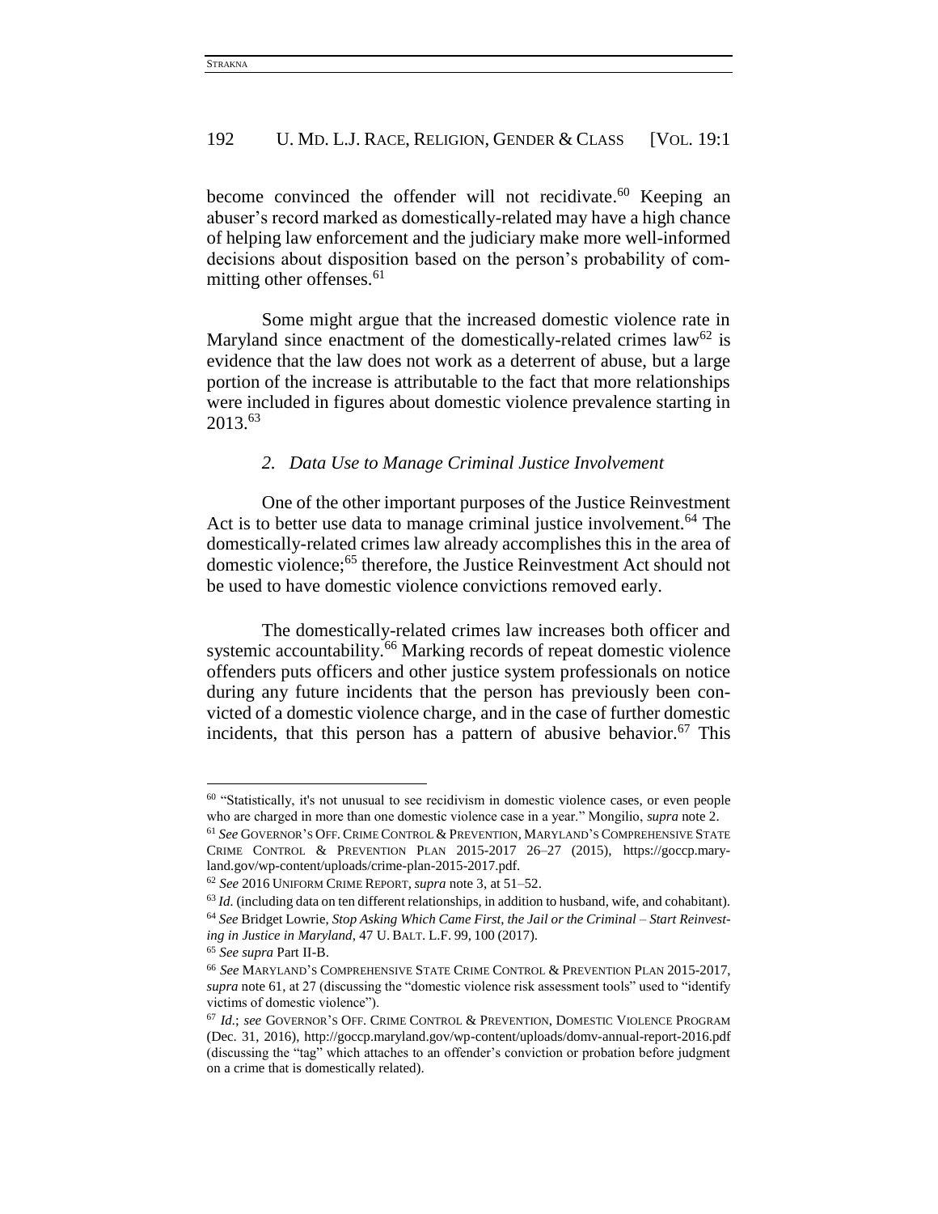become convinced the offender will not recidivate.[60] Keeping an abuser's record marked as domestically-related may have a high chance of helping law enforcement and the judiciary make more well-informed decisions about disposition based on the person's probability of committing other offenses.[61]

Some might argue that the increased domestic violence rate in Maryland since enactment of the domestically-related crimes law[62] is evidence that the law does not work as a deterrent of abuse, but a large portion of the increase is attributable to the fact that more relationships were included in figures about domestic violence prevalence starting in 2013.[63]

#### *2. Data Use to Manage Criminal Justice Involvement*

One of the other important purposes of the Justice Reinvestment Act is to better use data to manage criminal justice involvement.[64] The domestically-related crimes law already accomplishes this in the area of domestic violence;[65] therefore, the Justice Reinvestment Act should not be used to have domestic violence convictions removed early.

The domestically-related crimes law increases both officer and systemic accountability.[66] Marking records of repeat domestic violence offenders puts officers and other justice system professionals on notice during any future incidents that the person has previously been convicted of a domestic violence charge, and in the case of further domestic incidents, that this person has a pattern of abusive behavior.[67] This

---

[60] "Statistically, it's not unusual to see recidivism in domestic violence cases, or even people who are charged in more than one domestic violence case in a year." Mongilio, *supra* note 2.

[61] *See* GOVERNOR'S OFF. CRIME CONTROL & PREVENTION, MARYLAND'S COMPREHENSIVE STATE CRIME CONTROL & PREVENTION PLAN 2015-2017 26–27 (2015), https://goccp.maryland.gov/wp-content/uploads/crime-plan-2015-2017.pdf.

[62] *See* 2016 UNIFORM CRIME REPORT, *supra* note 3, at 51–52.

[63] *Id.* (including data on ten different relationships, in addition to husband, wife, and cohabitant).

[64] *See* Bridget Lowrie, *Stop Asking Which Came First, the Jail or the Criminal – Start Reinvesting in Justice in Maryland*, 47 U. BALT. L.F. 99, 100 (2017).

[65] *See supra* Part II-B.

[66] *See* MARYLAND'S COMPREHENSIVE STATE CRIME CONTROL & PREVENTION PLAN 2015-2017, *supra* note 61, at 27 (discussing the "domestic violence risk assessment tools" used to "identify victims of domestic violence").

[67] *Id.*; *see* GOVERNOR'S OFF. CRIME CONTROL & PREVENTION, DOMESTIC VIOLENCE PROGRAM (Dec. 31, 2016), http://goccp.maryland.gov/wp-content/uploads/domv-annual-report-2016.pdf (discussing the "tag" which attaches to an offender's conviction or probation before judgment on a crime that is domestically related).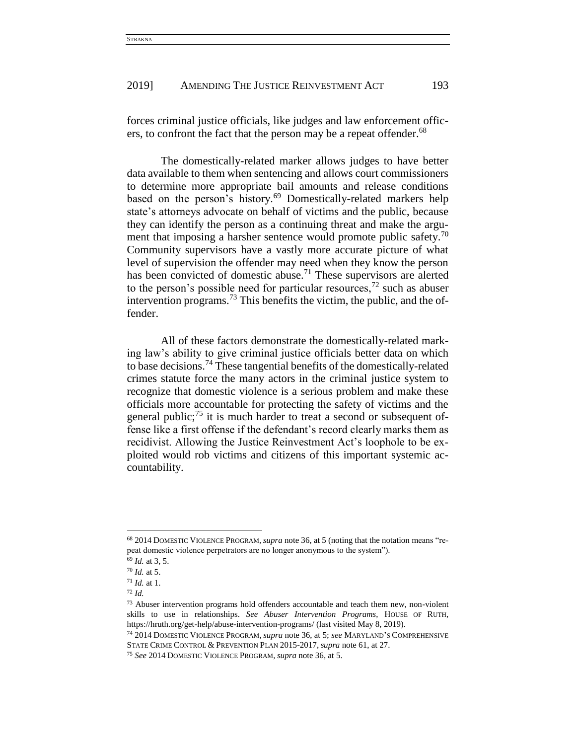forces criminal justice officials, like judges and law enforcement officers, to confront the fact that the person may be a repeat offender.[68]

The domestically-related marker allows judges to have better data available to them when sentencing and allows court commissioners to determine more appropriate bail amounts and release conditions based on the person's history.[69] Domestically-related markers help state's attorneys advocate on behalf of victims and the public, because they can identify the person as a continuing threat and make the argument that imposing a harsher sentence would promote public safety.[70] Community supervisors have a vastly more accurate picture of what level of supervision the offender may need when they know the person has been convicted of domestic abuse.[71] These supervisors are alerted to the person's possible need for particular resources,[72] such as abuser intervention programs.[73] This benefits the victim, the public, and the offender.

All of these factors demonstrate the domestically-related marking law's ability to give criminal justice officials better data on which to base decisions.[74] These tangential benefits of the domestically-related crimes statute force the many actors in the criminal justice system to recognize that domestic violence is a serious problem and make these officials more accountable for protecting the safety of victims and the general public;[75] it is much harder to treat a second or subsequent offense like a first offense if the defendant's record clearly marks them as recidivist. Allowing the Justice Reinvestment Act's loophole to be exploited would rob victims and citizens of this important systemic accountability.

---

[68] 2014 DOMESTIC VIOLENCE PROGRAM, *supra* note 36, at 5 (noting that the notation means "repeat domestic violence perpetrators are no longer anonymous to the system").

[69] *Id.* at 3, 5.

[70] *Id.* at 5.

[71] *Id.* at 1.

[72] *Id.*

[73] Abuser intervention programs hold offenders accountable and teach them new, non-violent skills to use in relationships. *See Abuser Intervention Programs*, HOUSE OF RUTH, https://hruth.org/get-help/abuse-intervention-programs/ (last visited May 8, 2019).

[74] 2014 DOMESTIC VIOLENCE PROGRAM, *supra* note 36, at 5; *see* MARYLAND'S COMPREHENSIVE STATE CRIME CONTROL & PREVENTION PLAN 2015-2017, *supra* note 61, at 27.

[75] *See* 2014 DOMESTIC VIOLENCE PROGRAM, *supra* note 36, at 5.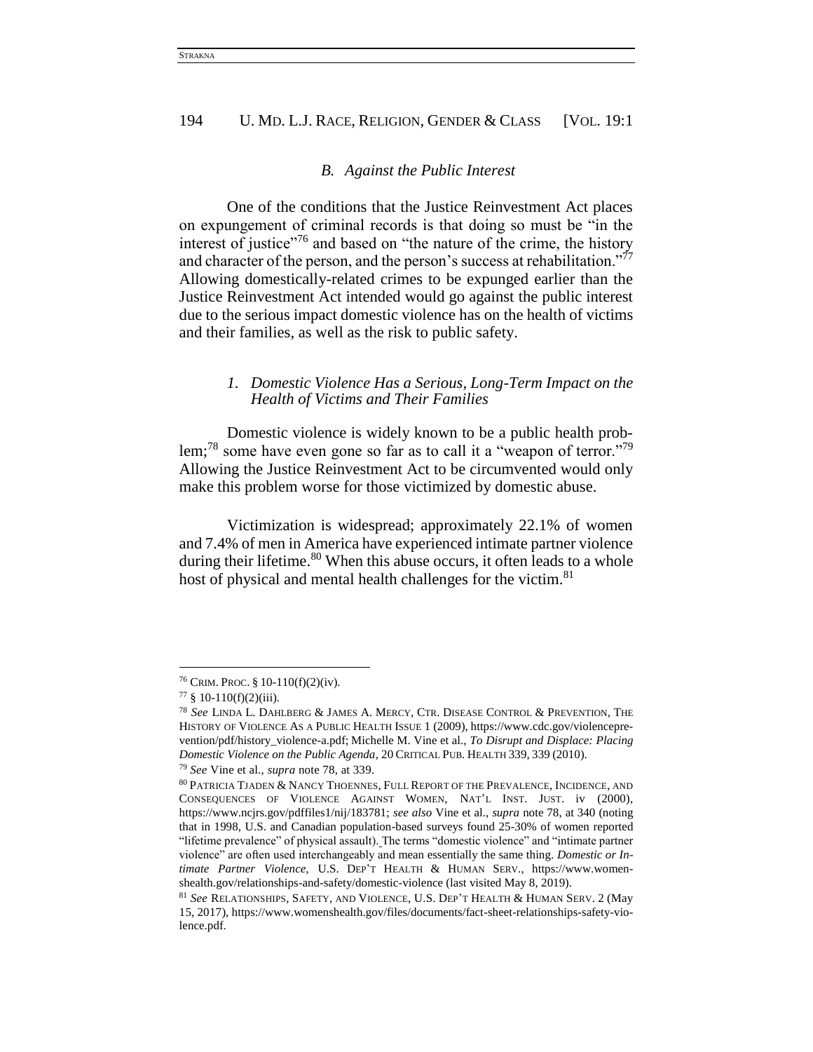### *B. Against the Public Interest*

One of the conditions that the Justice Reinvestment Act places on expungement of criminal records is that doing so must be "in the interest of justice"[76] and based on "the nature of the crime, the history and character of the person, and the person's success at rehabilitation."[77] Allowing domestically-related crimes to be expunged earlier than the Justice Reinvestment Act intended would go against the public interest due to the serious impact domestic violence has on the health of victims and their families, as well as the risk to public safety.

#### *1. Domestic Violence Has a Serious, Long-Term Impact on the Health of Victims and Their Families*

Domestic violence is widely known to be a public health problem;[78] some have even gone so far as to call it a "weapon of terror."[79] Allowing the Justice Reinvestment Act to be circumvented would only make this problem worse for those victimized by domestic abuse.

Victimization is widespread; approximately 22.1% of women and 7.4% of men in America have experienced intimate partner violence during their lifetime.[80] When this abuse occurs, it often leads to a whole host of physical and mental health challenges for the victim.[81]

---

[76] CRIM. PROC. § 10-110(f)(2)(iv).

[77] § 10-110(f)(2)(iii).

[78] *See* LINDA L. DAHLBERG & JAMES A. MERCY, CTR. DISEASE CONTROL & PREVENTION, THE HISTORY OF VIOLENCE AS A PUBLIC HEALTH ISSUE 1 (2009), https://www.cdc.gov/violenceprevention/pdf/history_violence-a.pdf; Michelle M. Vine et al., *To Disrupt and Displace: Placing Domestic Violence on the Public Agenda*, 20 CRITICAL PUB. HEALTH 339, 339 (2010).

[79] *See* Vine et al., *supra* note 78, at 339.

[80] PATRICIA TJADEN & NANCY THOENNES, FULL REPORT OF THE PREVALENCE, INCIDENCE, AND CONSEQUENCES OF VIOLENCE AGAINST WOMEN, NAT'L INST. JUST. iv (2000), https://www.ncjrs.gov/pdffiles1/nij/183781; *see also* Vine et al., *supra* note 78, at 340 (noting that in 1998, U.S. and Canadian population-based surveys found 25-30% of women reported "lifetime prevalence" of physical assault). The terms "domestic violence" and "intimate partner violence" are often used interchangeably and mean essentially the same thing. *Domestic or Intimate Partner Violence*, U.S. DEP'T HEALTH & HUMAN SERV., https://www.womenshealth.gov/relationships-and-safety/domestic-violence (last visited May 8, 2019).

[81] *See* RELATIONSHIPS, SAFETY, AND VIOLENCE, U.S. DEP'T HEALTH & HUMAN SERV. 2 (May 15, 2017), https://www.womenshealth.gov/files/documents/fact-sheet-relationships-safety-violence.pdf.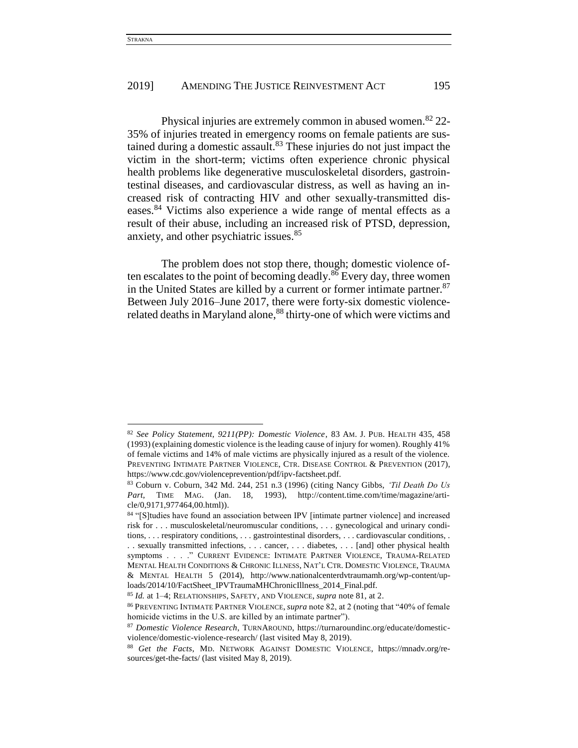Physical injuries are extremely common in abused women.[82] 22-35% of injuries treated in emergency rooms on female patients are sustained during a domestic assault.[83] These injuries do not just impact the victim in the short-term; victims often experience chronic physical health problems like degenerative musculoskeletal disorders, gastrointestinal diseases, and cardiovascular distress, as well as having an increased risk of contracting HIV and other sexually-transmitted diseases.[84] Victims also experience a wide range of mental effects as a result of their abuse, including an increased risk of PTSD, depression, anxiety, and other psychiatric issues.[85]

The problem does not stop there, though; domestic violence often escalates to the point of becoming deadly.[86] Every day, three women in the United States are killed by a current or former intimate partner.[87] Between July 2016–June 2017, there were forty-six domestic violence-related deaths in Maryland alone,[88] thirty-one of which were victims and

---

[82] *See Policy Statement, 9211(PP): Domestic Violence*, 83 AM. J. PUB. HEALTH 435, 458 (1993) (explaining domestic violence is the leading cause of injury for women). Roughly 41% of female victims and 14% of male victims are physically injured as a result of the violence. PREVENTING INTIMATE PARTNER VIOLENCE, CTR. DISEASE CONTROL & PREVENTION (2017), https://www.cdc.gov/violenceprevention/pdf/ipv-factsheet.pdf.

[83] Coburn v. Coburn, 342 Md. 244, 251 n.3 (1996) (citing Nancy Gibbs, *'Til Death Do Us Part*, TIME MAG. (Jan. 18, 1993), http://content.time.com/time/magazine/article/0,9171,977464,00.html)).

[84] "[S]tudies have found an association between IPV [intimate partner violence] and increased risk for . . . musculoskeletal/neuromuscular conditions, . . . gynecological and urinary conditions, . . . respiratory conditions, . . . gastrointestinal disorders, . . . cardiovascular conditions, . . . sexually transmitted infections, . . . cancer, . . . diabetes, . . . [and] other physical health symptoms . . . ." CURRENT EVIDENCE: INTIMATE PARTNER VIOLENCE, TRAUMA-RELATED MENTAL HEALTH CONDITIONS & CHRONIC ILLNESS, NAT'L CTR. DOMESTIC VIOLENCE, TRAUMA & MENTAL HEALTH 5 (2014), http://www.nationalcenterdvtraumamh.org/wp-content/uploads/2014/10/FactSheet_IPVTraumaMHChronicIllness_2014_Final.pdf.

[85] *Id.* at 1–4; RELATIONSHIPS, SAFETY, AND VIOLENCE, *supra* note 81, at 2.

[86] PREVENTING INTIMATE PARTNER VIOLENCE, *supra* note 82, at 2 (noting that "40% of female homicide victims in the U.S. are killed by an intimate partner").

[87] *Domestic Violence Research*, TURNAROUND, https://turnaroundinc.org/educate/domestic-violence/domestic-violence-research/ (last visited May 8, 2019).

[88] *Get the Facts*, MD. NETWORK AGAINST DOMESTIC VIOLENCE, https://mnadv.org/resources/get-the-facts/ (last visited May 8, 2019).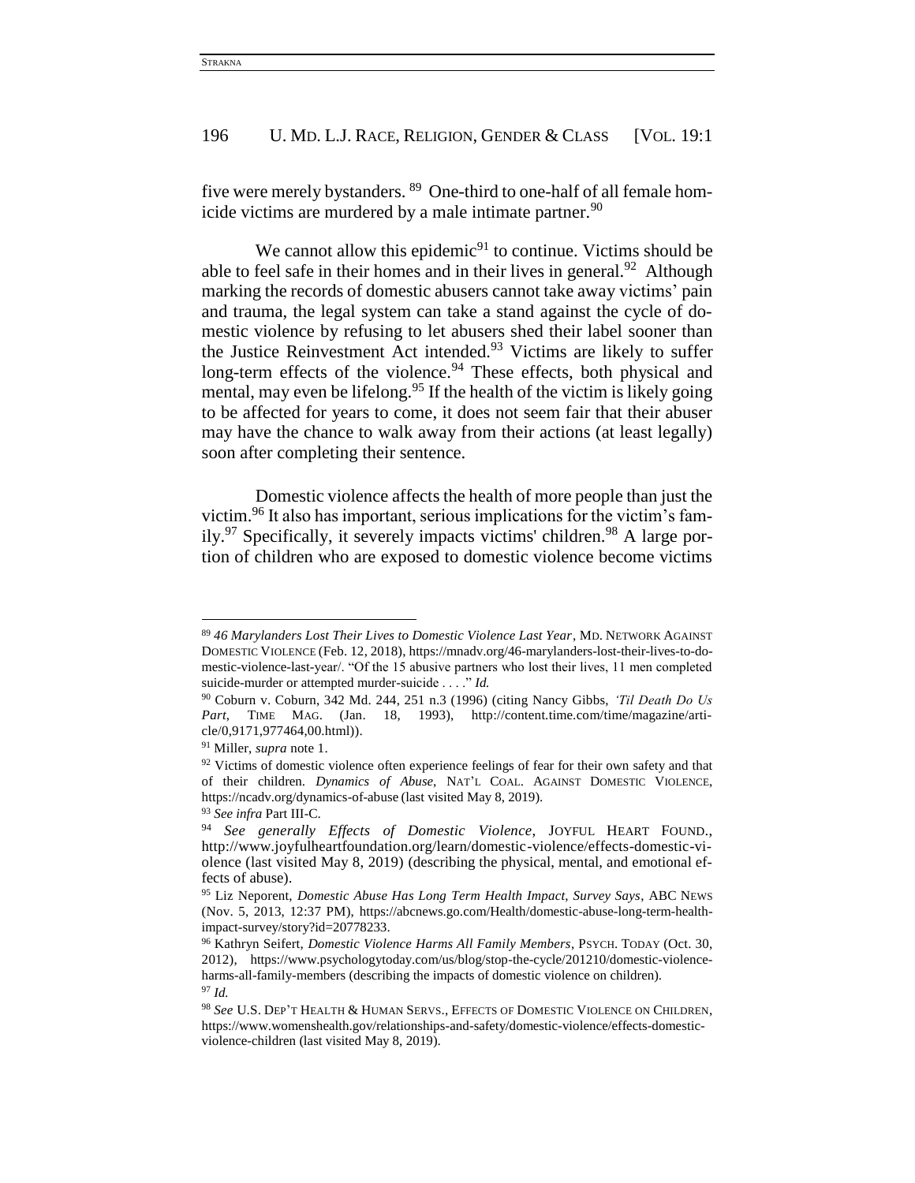five were merely bystanders. [89] One-third to one-half of all female homicide victims are murdered by a male intimate partner.[90]

We cannot allow this epidemic[91] to continue. Victims should be able to feel safe in their homes and in their lives in general.[92] Although marking the records of domestic abusers cannot take away victims' pain and trauma, the legal system can take a stand against the cycle of domestic violence by refusing to let abusers shed their label sooner than the Justice Reinvestment Act intended.[93] Victims are likely to suffer long-term effects of the violence.[94] These effects, both physical and mental, may even be lifelong.[95] If the health of the victim is likely going to be affected for years to come, it does not seem fair that their abuser may have the chance to walk away from their actions (at least legally) soon after completing their sentence.

Domestic violence affects the health of more people than just the victim.[96] It also has important, serious implications for the victim's family.[97] Specifically, it severely impacts victims' children.[98] A large portion of children who are exposed to domestic violence become victims

---

[89] *46 Marylanders Lost Their Lives to Domestic Violence Last Year*, MD. NETWORK AGAINST DOMESTIC VIOLENCE (Feb. 12, 2018), https://mnadv.org/46-marylanders-lost-their-lives-to-domestic-violence-last-year/. "Of the 15 abusive partners who lost their lives, 11 men completed suicide-murder or attempted murder-suicide . . . ." *Id.*

[90] Coburn v. Coburn, 342 Md. 244, 251 n.3 (1996) (citing Nancy Gibbs, *'Til Death Do Us Part*, TIME MAG. (Jan. 18, 1993), http://content.time.com/time/magazine/article/0,9171,977464,00.html)).

[91] Miller, *supra* note 1.

[92] Victims of domestic violence often experience feelings of fear for their own safety and that of their children. *Dynamics of Abuse*, NAT'L COAL. AGAINST DOMESTIC VIOLENCE, https://ncadv.org/dynamics-of-abuse (last visited May 8, 2019).

[93] *See infra* Part III-C.

[94] *See generally Effects of Domestic Violence*, JOYFUL HEART FOUND., http://www.joyfulheartfoundation.org/learn/domestic-violence/effects-domestic-violence (last visited May 8, 2019) (describing the physical, mental, and emotional effects of abuse).

[95] Liz Neporent, *Domestic Abuse Has Long Term Health Impact, Survey Says*, ABC NEWS (Nov. 5, 2013, 12:37 PM), https://abcnews.go.com/Health/domestic-abuse-long-term-health-impact-survey/story?id=20778233.

[96] Kathryn Seifert, *Domestic Violence Harms All Family Members*, PSYCH. TODAY (Oct. 30, 2012), https://www.psychologytoday.com/us/blog/stop-the-cycle/201210/domestic-violence-harms-all-family-members (describing the impacts of domestic violence on children).

[97] *Id.*

[98] *See* U.S. DEP'T HEALTH & HUMAN SERVS., EFFECTS OF DOMESTIC VIOLENCE ON CHILDREN, https://www.womenshealth.gov/relationships-and-safety/domestic-violence/effects-domestic-violence-children (last visited May 8, 2019).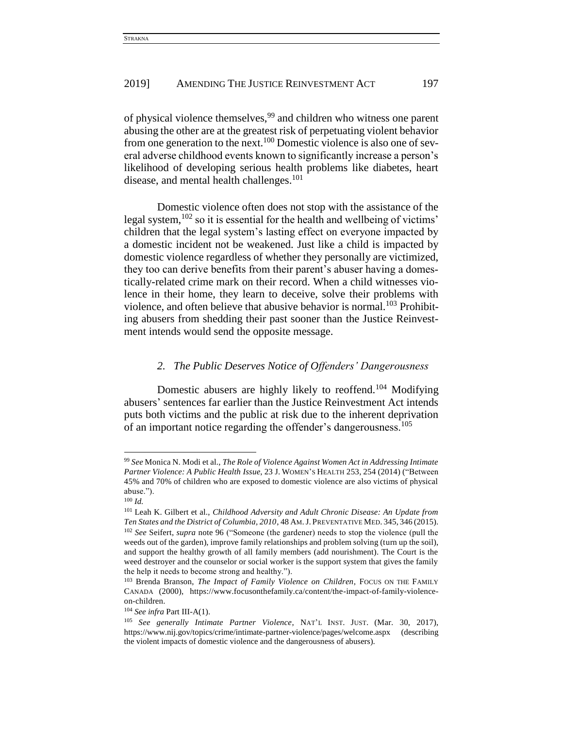of physical violence themselves,[99] and children who witness one parent abusing the other are at the greatest risk of perpetuating violent behavior from one generation to the next.[100] Domestic violence is also one of several adverse childhood events known to significantly increase a person's likelihood of developing serious health problems like diabetes, heart disease, and mental health challenges.[101]

Domestic violence often does not stop with the assistance of the legal system,[102] so it is essential for the health and wellbeing of victims' children that the legal system's lasting effect on everyone impacted by a domestic incident not be weakened. Just like a child is impacted by domestic violence regardless of whether they personally are victimized, they too can derive benefits from their parent's abuser having a domestically-related crime mark on their record. When a child witnesses violence in their home, they learn to deceive, solve their problems with violence, and often believe that abusive behavior is normal.[103] Prohibiting abusers from shedding their past sooner than the Justice Reinvestment intends would send the opposite message.

### *2. The Public Deserves Notice of Offenders' Dangerousness*

Domestic abusers are highly likely to reoffend.[104] Modifying abusers' sentences far earlier than the Justice Reinvestment Act intends puts both victims and the public at risk due to the inherent deprivation of an important notice regarding the offender's dangerousness.[105]

---

[99] *See* Monica N. Modi et al., *The Role of Violence Against Women Act in Addressing Intimate Partner Violence: A Public Health Issue*, 23 J. WOMEN'S HEALTH 253, 254 (2014) ("Between 45% and 70% of children who are exposed to domestic violence are also victims of physical abuse.").

[100] *Id.*

[101] Leah K. Gilbert et al., *Childhood Adversity and Adult Chronic Disease: An Update from Ten States and the District of Columbia, 2010*, 48 AM. J. PREVENTATIVE MED. 345, 346 (2015).

[102] *See* Seifert, *supra* note 96 ("Someone (the gardener) needs to stop the violence (pull the weeds out of the garden), improve family relationships and problem solving (turn up the soil), and support the healthy growth of all family members (add nourishment). The Court is the weed destroyer and the counselor or social worker is the support system that gives the family the help it needs to become strong and healthy.").

[103] Brenda Branson, *The Impact of Family Violence on Children*, FOCUS ON THE FAMILY CANADA (2000), https://www.focusonthefamily.ca/content/the-impact-of-family-violence-on-children.

[104] *See infra* Part III-A(1).

[105] *See generally Intimate Partner Violence*, NAT'L INST. JUST. (Mar. 30, 2017), https://www.nij.gov/topics/crime/intimate-partner-violence/pages/welcome.aspx (describing the violent impacts of domestic violence and the dangerousness of abusers).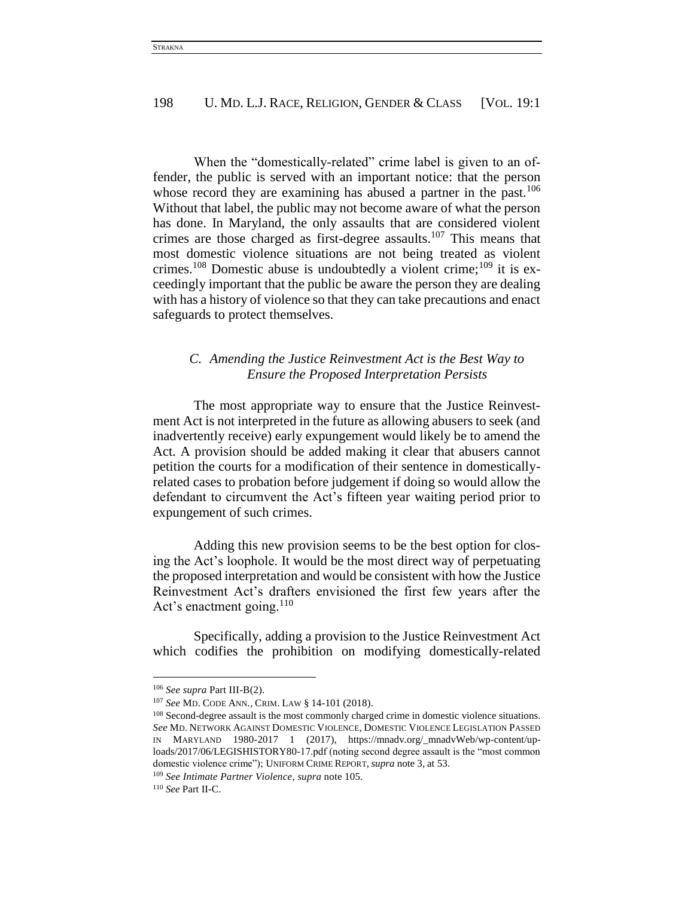When the "domestically-related" crime label is given to an offender, the public is served with an important notice: that the person whose record they are examining has abused a partner in the past.[106] Without that label, the public may not become aware of what the person has done. In Maryland, the only assaults that are considered violent crimes are those charged as first-degree assaults.[107] This means that most domestic violence situations are not being treated as violent crimes.[108] Domestic abuse is undoubtedly a violent crime;[109] it is exceedingly important that the public be aware the person they are dealing with has a history of violence so that they can take precautions and enact safeguards to protect themselves.

### *C. Amending the Justice Reinvestment Act is the Best Way to Ensure the Proposed Interpretation Persists*

The most appropriate way to ensure that the Justice Reinvestment Act is not interpreted in the future as allowing abusers to seek (and inadvertently receive) early expungement would likely be to amend the Act. A provision should be added making it clear that abusers cannot petition the courts for a modification of their sentence in domestically-related cases to probation before judgement if doing so would allow the defendant to circumvent the Act's fifteen year waiting period prior to expungement of such crimes.

Adding this new provision seems to be the best option for closing the Act's loophole. It would be the most direct way of perpetuating the proposed interpretation and would be consistent with how the Justice Reinvestment Act's drafters envisioned the first few years after the Act's enactment going.[110]

Specifically, adding a provision to the Justice Reinvestment Act which codifies the prohibition on modifying domestically-related

---

[106] *See supra* Part III-B(2).

[107] *See* MD. CODE ANN., CRIM. LAW § 14-101 (2018).

[108] Second-degree assault is the most commonly charged crime in domestic violence situations. *See* MD. NETWORK AGAINST DOMESTIC VIOLENCE, DOMESTIC VIOLENCE LEGISLATION PASSED IN MARYLAND 1980-2017 1 (2017), https://mnadv.org/_mnadvWeb/wp-content/uploads/2017/06/LEGISHISTORY80-17.pdf (noting second degree assault is the "most common domestic violence crime"); UNIFORM CRIME REPORT, *supra* note 3, at 53.

[109] *See Intimate Partner Violence*, *supra* note 105.

[110] *See* Part II-C.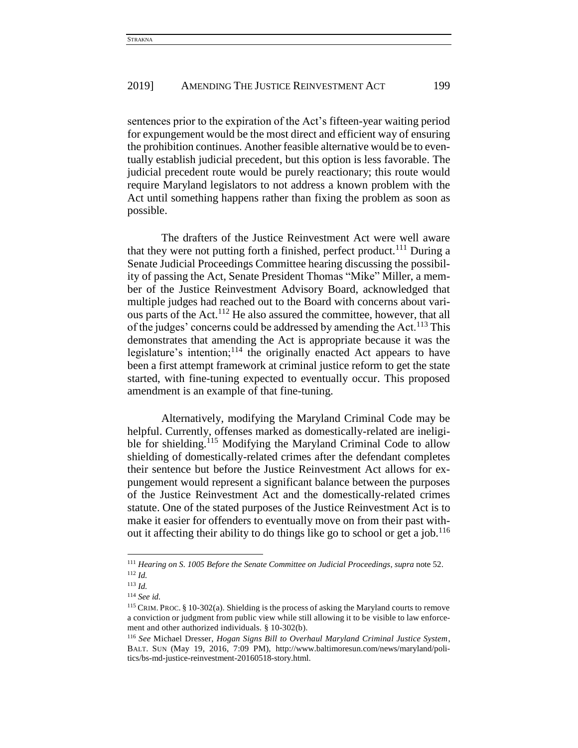sentences prior to the expiration of the Act's fifteen-year waiting period for expungement would be the most direct and efficient way of ensuring the prohibition continues. Another feasible alternative would be to eventually establish judicial precedent, but this option is less favorable. The judicial precedent route would be purely reactionary; this route would require Maryland legislators to not address a known problem with the Act until something happens rather than fixing the problem as soon as possible.

The drafters of the Justice Reinvestment Act were well aware that they were not putting forth a finished, perfect product.[111] During a Senate Judicial Proceedings Committee hearing discussing the possibility of passing the Act, Senate President Thomas "Mike" Miller, a member of the Justice Reinvestment Advisory Board, acknowledged that multiple judges had reached out to the Board with concerns about various parts of the Act.[112] He also assured the committee, however, that all of the judges' concerns could be addressed by amending the Act.[113] This demonstrates that amending the Act is appropriate because it was the legislature's intention;[114] the originally enacted Act appears to have been a first attempt framework at criminal justice reform to get the state started, with fine-tuning expected to eventually occur. This proposed amendment is an example of that fine-tuning.

Alternatively, modifying the Maryland Criminal Code may be helpful. Currently, offenses marked as domestically-related are ineligible for shielding.[115] Modifying the Maryland Criminal Code to allow shielding of domestically-related crimes after the defendant completes their sentence but before the Justice Reinvestment Act allows for expungement would represent a significant balance between the purposes of the Justice Reinvestment Act and the domestically-related crimes statute. One of the stated purposes of the Justice Reinvestment Act is to make it easier for offenders to eventually move on from their past without it affecting their ability to do things like go to school or get a job.[116]

---

[111] *Hearing on S. 1005 Before the Senate Committee on Judicial Proceedings*, *supra* note 52.

[112] *Id.*

[113] *Id.*

[114] *See id.*

[115] CRIM. PROC. § 10-302(a). Shielding is the process of asking the Maryland courts to remove a conviction or judgment from public view while still allowing it to be visible to law enforcement and other authorized individuals. § 10-302(b).

[116] *See* Michael Dresser, *Hogan Signs Bill to Overhaul Maryland Criminal Justice System*, BALT. SUN (May 19, 2016, 7:09 PM), http://www.baltimoresun.com/news/maryland/politics/bs-md-justice-reinvestment-20160518-story.html.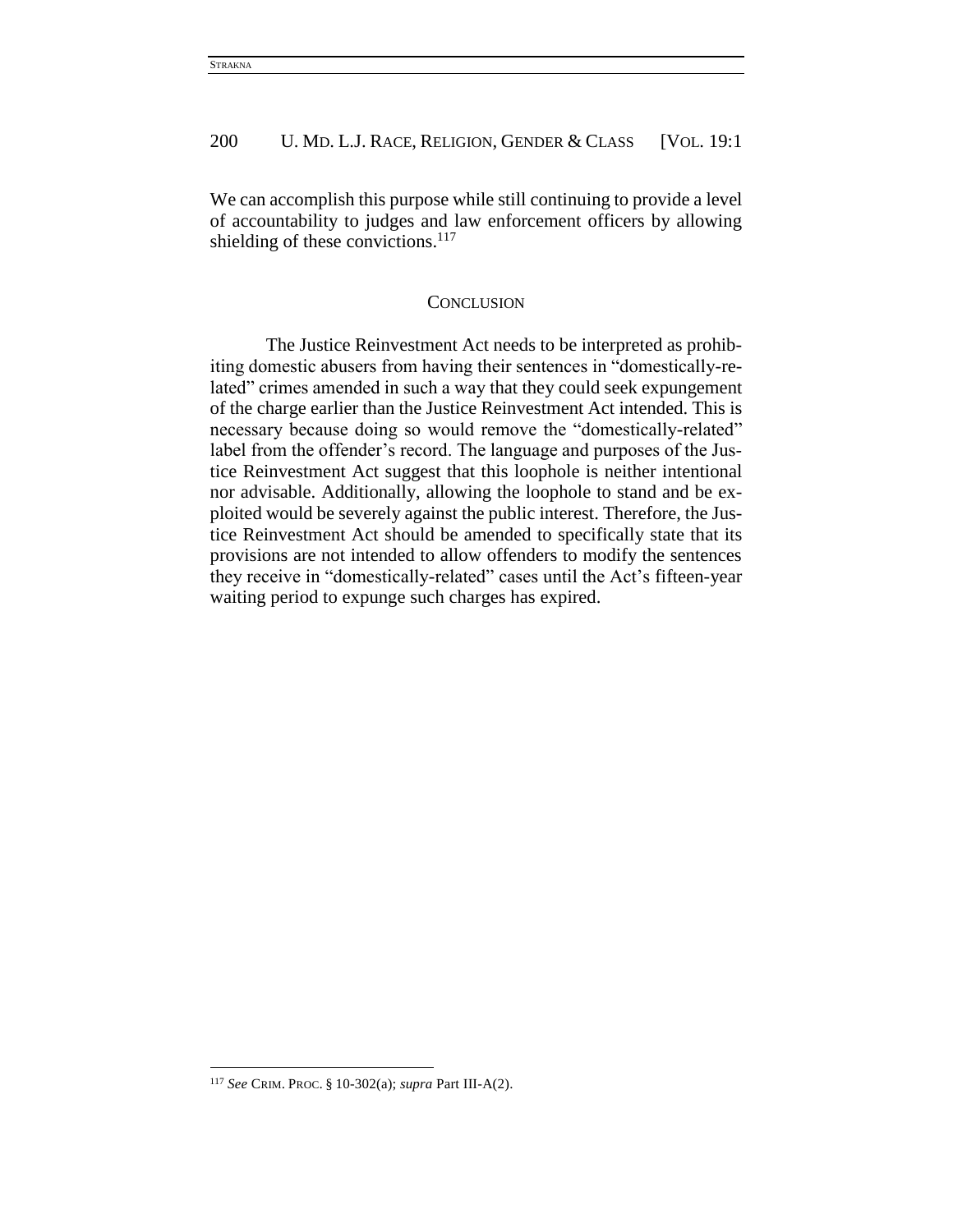We can accomplish this purpose while still continuing to provide a level of accountability to judges and law enforcement officers by allowing shielding of these convictions.[117]

## CONCLUSION

The Justice Reinvestment Act needs to be interpreted as prohibiting domestic abusers from having their sentences in "domestically-related" crimes amended in such a way that they could seek expungement of the charge earlier than the Justice Reinvestment Act intended. This is necessary because doing so would remove the "domestically-related" label from the offender's record. The language and purposes of the Justice Reinvestment Act suggest that this loophole is neither intentional nor advisable. Additionally, allowing the loophole to stand and be exploited would be severely against the public interest. Therefore, the Justice Reinvestment Act should be amended to specifically state that its provisions are not intended to allow offenders to modify the sentences they receive in "domestically-related" cases until the Act's fifteen-year waiting period to expunge such charges has expired.

---

[117] *See* CRIM. PROC. § 10-302(a); *supra* Part III-A(2).